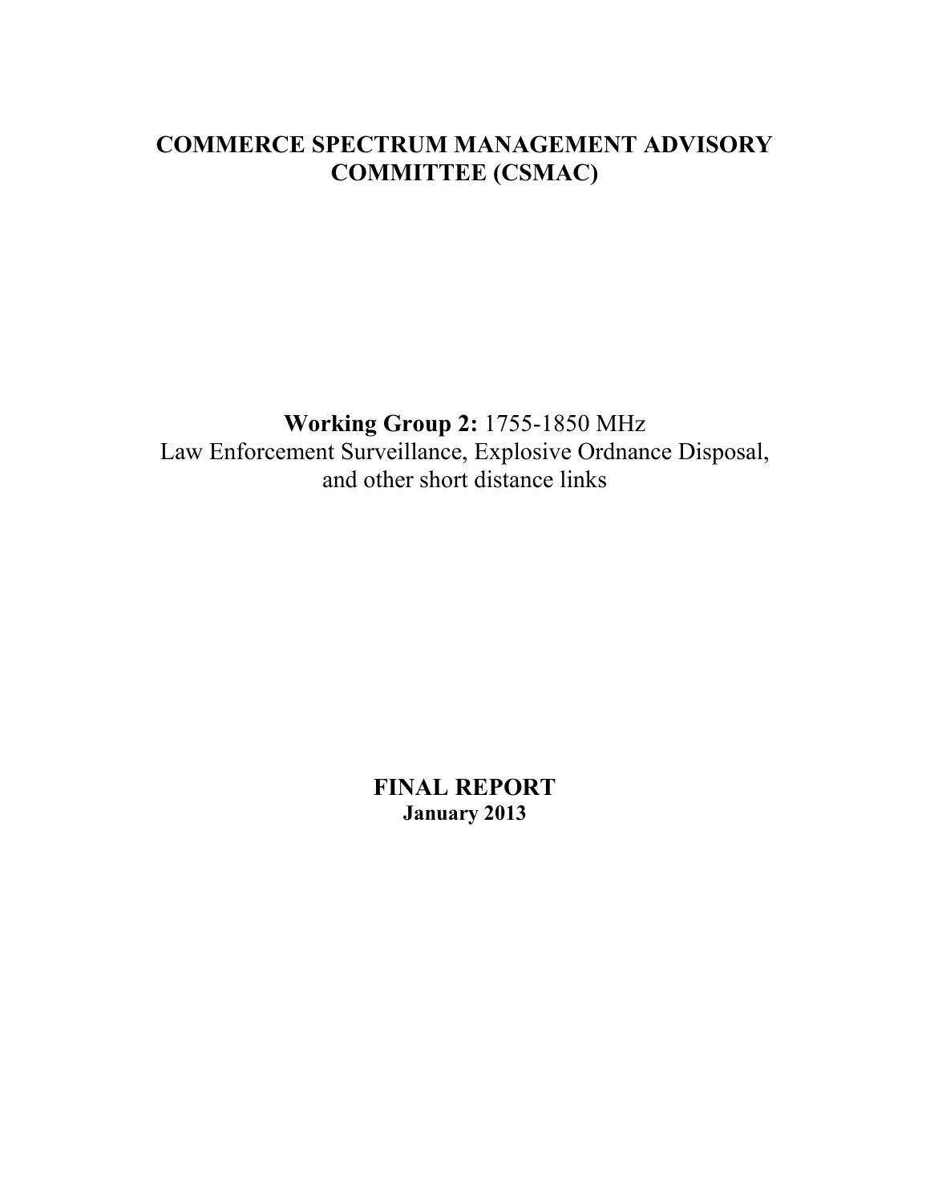# COMMERCE SPECTRUM MANAGEMENT ADVISORY COMMITTEE (CSMAC)

**Working Group 2:** 1755-1850 MHz
Law Enforcement Surveillance, Explosive Ordnance Disposal, and other short distance links

**FINAL REPORT**
**January 2013**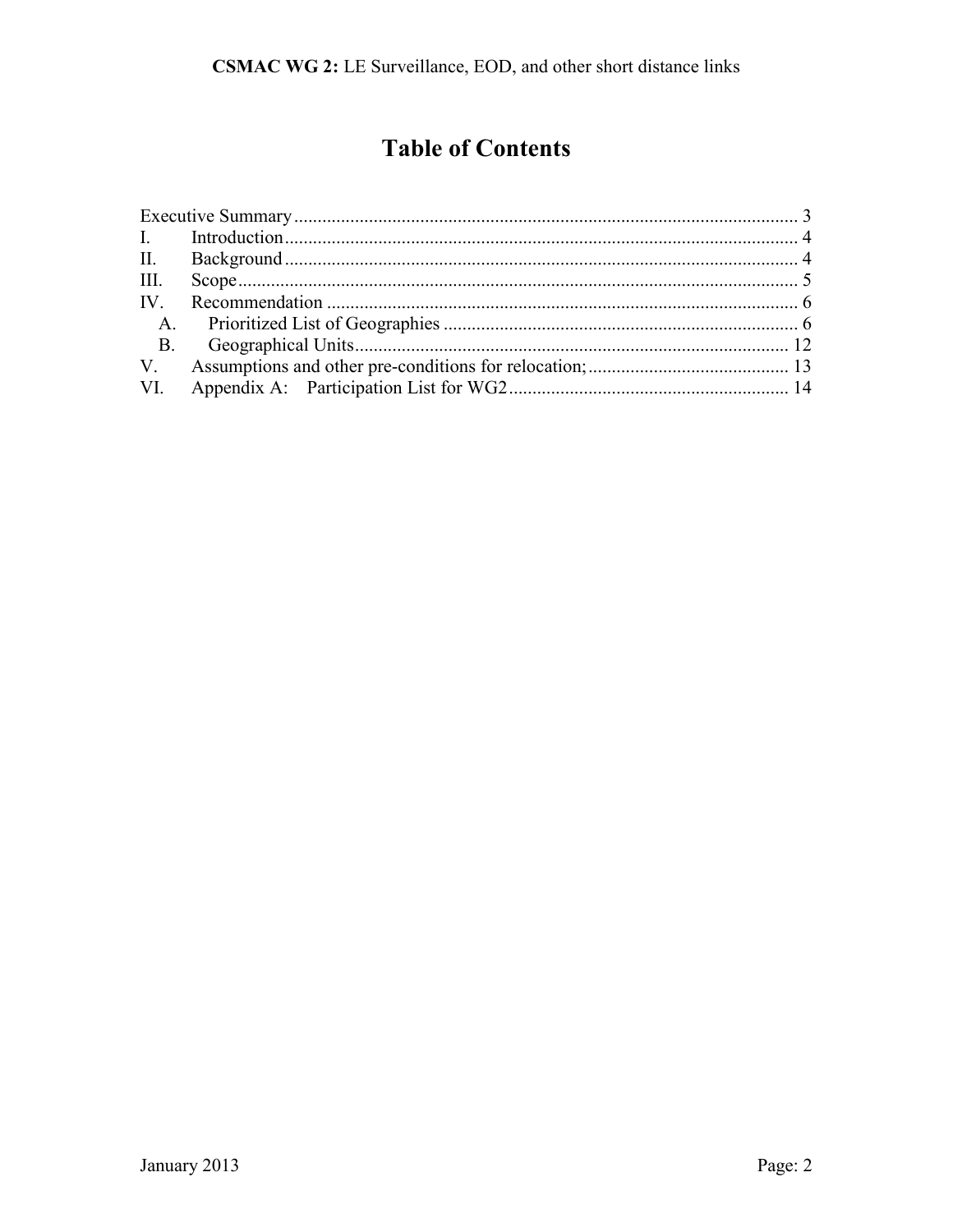# Table of Contents

Executive Summary ........................................................................................................ 3
I. Introduction ............................................................................................................. 4
II. Background ............................................................................................................ 4
III. Scope ...................................................................................................................... 5
IV. Recommendation .................................................................................................... 6
  A. Prioritized List of Geographies ............................................................................ 6
  B. Geographical Units ............................................................................................... 12
V. Assumptions and other pre-conditions for relocation; ........................................... 13
VI. Appendix A: Participation List for WG2 ............................................................. 14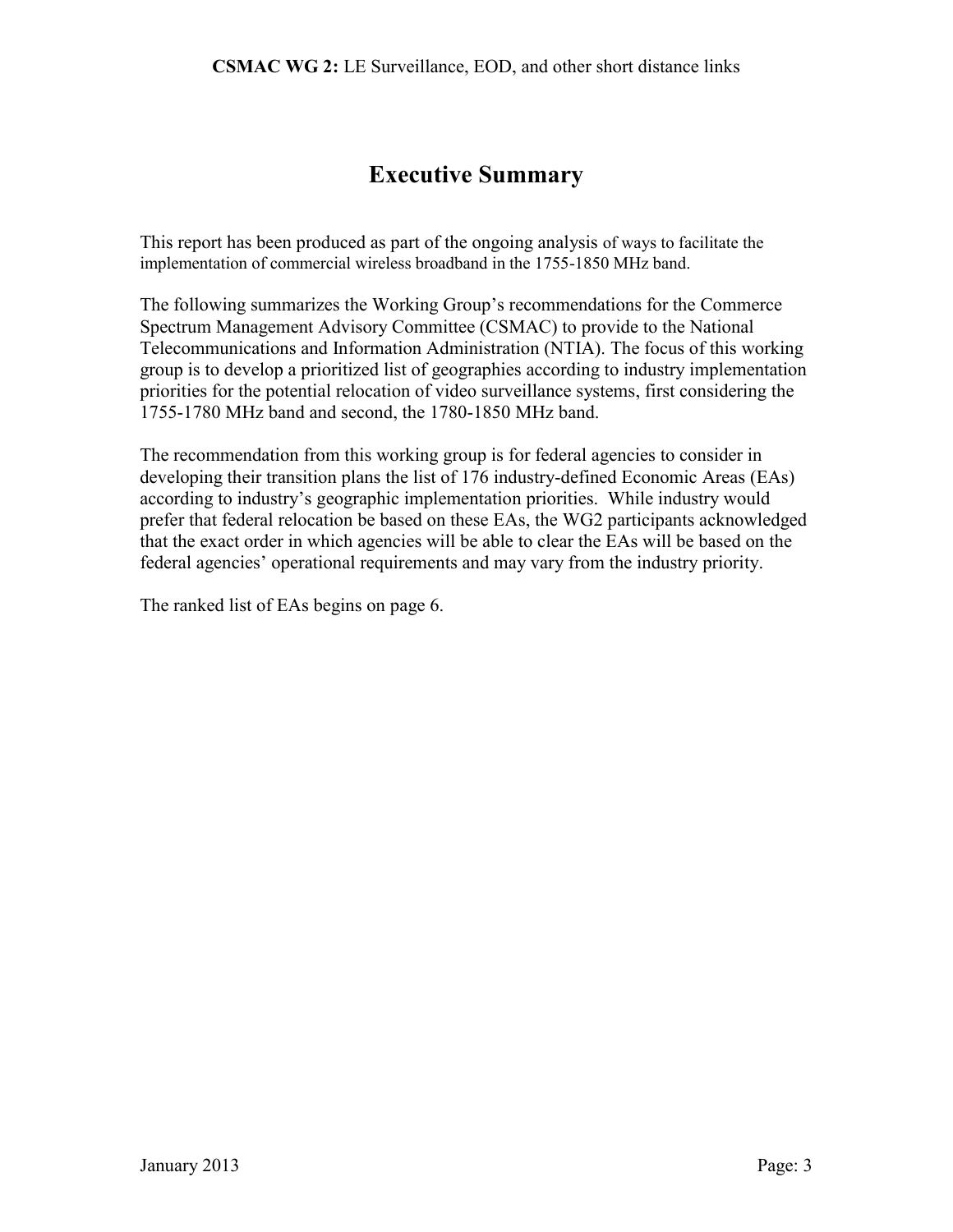# Executive Summary

This report has been produced as part of the ongoing analysis of ways to facilitate the implementation of commercial wireless broadband in the 1755-1850 MHz band.

The following summarizes the Working Group's recommendations for the Commerce Spectrum Management Advisory Committee (CSMAC) to provide to the National Telecommunications and Information Administration (NTIA). The focus of this working group is to develop a prioritized list of geographies according to industry implementation priorities for the potential relocation of video surveillance systems, first considering the 1755-1780 MHz band and second, the 1780-1850 MHz band.

The recommendation from this working group is for federal agencies to consider in developing their transition plans the list of 176 industry-defined Economic Areas (EAs) according to industry's geographic implementation priorities. While industry would prefer that federal relocation be based on these EAs, the WG2 participants acknowledged that the exact order in which agencies will be able to clear the EAs will be based on the federal agencies' operational requirements and may vary from the industry priority.

The ranked list of EAs begins on page 6.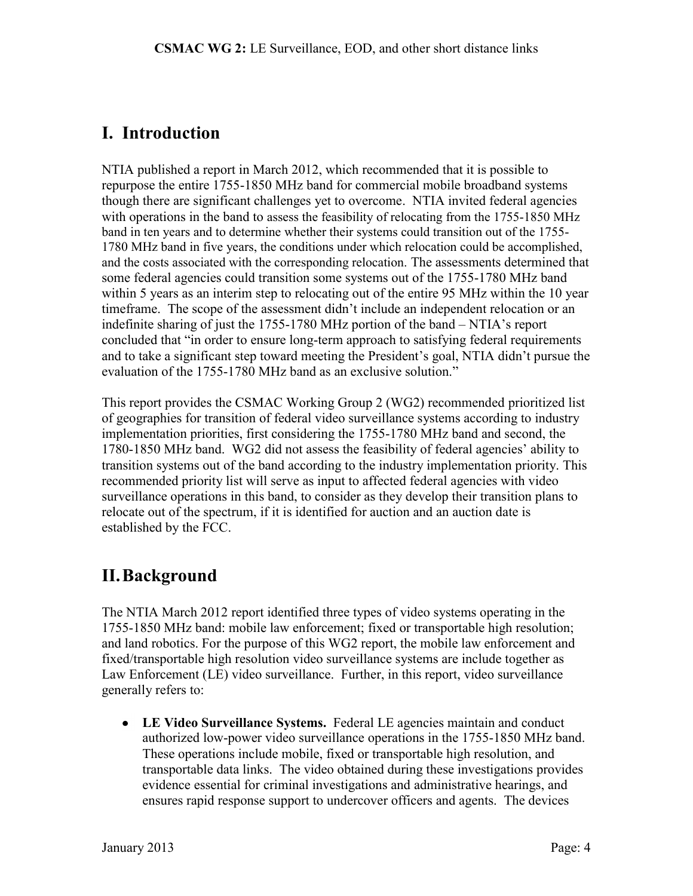## I. Introduction

NTIA published a report in March 2012, which recommended that it is possible to repurpose the entire 1755-1850 MHz band for commercial mobile broadband systems though there are significant challenges yet to overcome. NTIA invited federal agencies with operations in the band to assess the feasibility of relocating from the 1755-1850 MHz band in ten years and to determine whether their systems could transition out of the 1755-1780 MHz band in five years, the conditions under which relocation could be accomplished, and the costs associated with the corresponding relocation. The assessments determined that some federal agencies could transition some systems out of the 1755-1780 MHz band within 5 years as an interim step to relocating out of the entire 95 MHz within the 10 year timeframe. The scope of the assessment didn't include an independent relocation or an indefinite sharing of just the 1755-1780 MHz portion of the band – NTIA's report concluded that "in order to ensure long-term approach to satisfying federal requirements and to take a significant step toward meeting the President's goal, NTIA didn't pursue the evaluation of the 1755-1780 MHz band as an exclusive solution."

This report provides the CSMAC Working Group 2 (WG2) recommended prioritized list of geographies for transition of federal video surveillance systems according to industry implementation priorities, first considering the 1755-1780 MHz band and second, the 1780-1850 MHz band. WG2 did not assess the feasibility of federal agencies' ability to transition systems out of the band according to the industry implementation priority. This recommended priority list will serve as input to affected federal agencies with video surveillance operations in this band, to consider as they develop their transition plans to relocate out of the spectrum, if it is identified for auction and an auction date is established by the FCC.

## II. Background

The NTIA March 2012 report identified three types of video systems operating in the 1755-1850 MHz band: mobile law enforcement; fixed or transportable high resolution; and land robotics. For the purpose of this WG2 report, the mobile law enforcement and fixed/transportable high resolution video surveillance systems are include together as Law Enforcement (LE) video surveillance. Further, in this report, video surveillance generally refers to:

- **LE Video Surveillance Systems.** Federal LE agencies maintain and conduct authorized low-power video surveillance operations in the 1755-1850 MHz band. These operations include mobile, fixed or transportable high resolution, and transportable data links. The video obtained during these investigations provides evidence essential for criminal investigations and administrative hearings, and ensures rapid response support to undercover officers and agents. The devices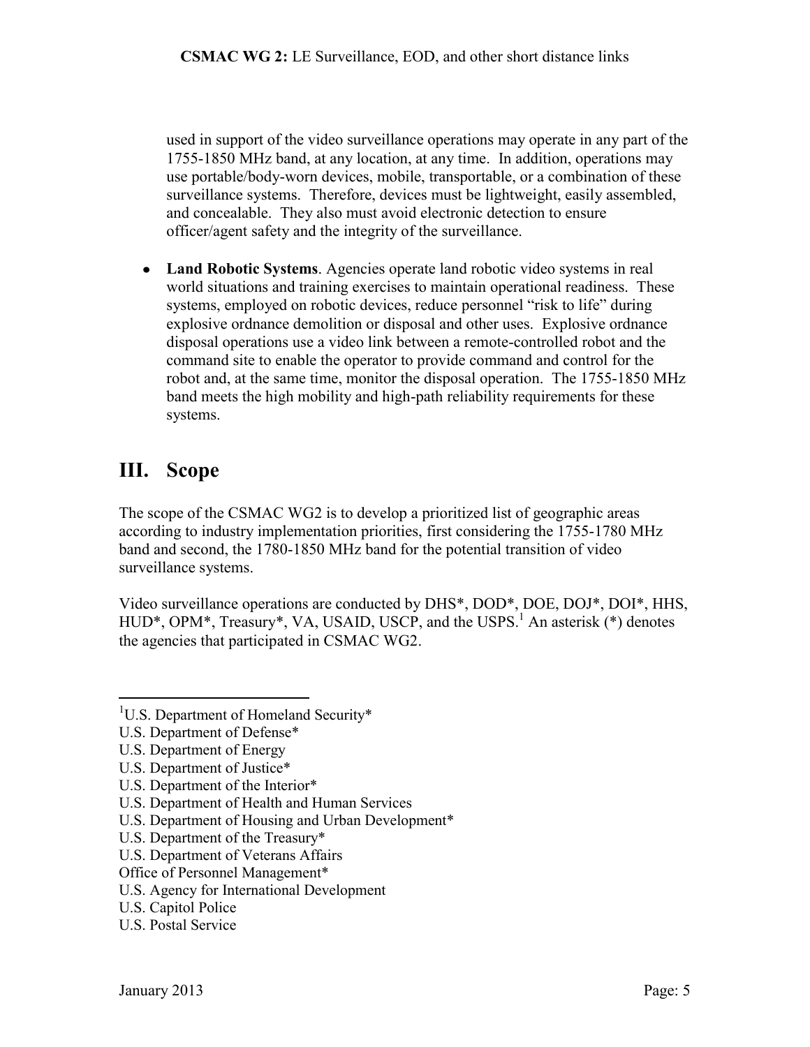used in support of the video surveillance operations may operate in any part of the 1755-1850 MHz band, at any location, at any time. In addition, operations may use portable/body-worn devices, mobile, transportable, or a combination of these surveillance systems. Therefore, devices must be lightweight, easily assembled, and concealable. They also must avoid electronic detection to ensure officer/agent safety and the integrity of the surveillance.

- **Land Robotic Systems**. Agencies operate land robotic video systems in real world situations and training exercises to maintain operational readiness. These systems, employed on robotic devices, reduce personnel "risk to life" during explosive ordnance demolition or disposal and other uses. Explosive ordnance disposal operations use a video link between a remote-controlled robot and the command site to enable the operator to provide command and control for the robot and, at the same time, monitor the disposal operation. The 1755-1850 MHz band meets the high mobility and high-path reliability requirements for these systems.

# III. Scope

The scope of the CSMAC WG2 is to develop a prioritized list of geographic areas according to industry implementation priorities, first considering the 1755-1780 MHz band and second, the 1780-1850 MHz band for the potential transition of video surveillance systems.

Video surveillance operations are conducted by DHS*, DOD*, DOE, DOJ*, DOI*, HHS, HUD*, OPM*, Treasury*, VA, USAID, USCP, and the USPS.[1] An asterisk (*) denotes the agencies that participated in CSMAC WG2.

---

[1]U.S. Department of Homeland Security*
U.S. Department of Defense*
U.S. Department of Energy
U.S. Department of Justice*
U.S. Department of the Interior*
U.S. Department of Health and Human Services
U.S. Department of Housing and Urban Development*
U.S. Department of the Treasury*
U.S. Department of Veterans Affairs
Office of Personnel Management*
U.S. Agency for International Development
U.S. Capitol Police
U.S. Postal Service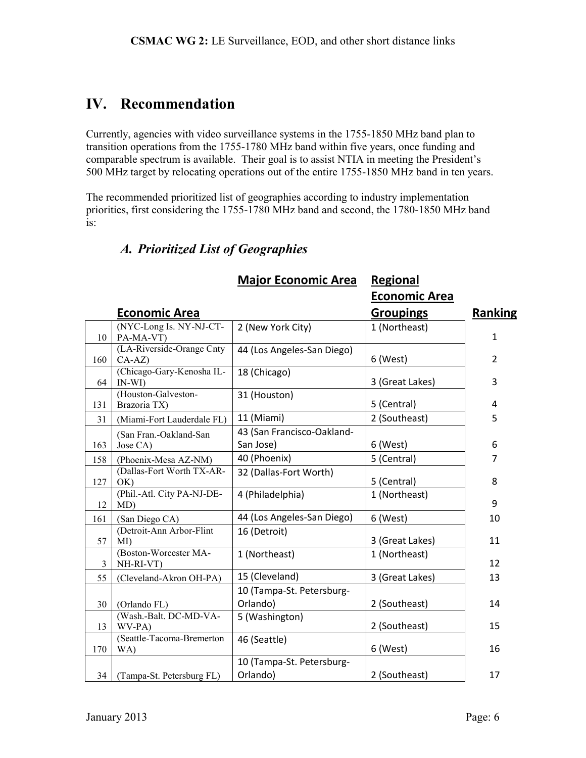## IV. Recommendation

Currently, agencies with video surveillance systems in the 1755-1850 MHz band plan to transition operations from the 1755-1780 MHz band within five years, once funding and comparable spectrum is available. Their goal is to assist NTIA in meeting the President's 500 MHz target by relocating operations out of the entire 1755-1850 MHz band in ten years.

The recommended prioritized list of geographies according to industry implementation priorities, first considering the 1755-1780 MHz band and second, the 1780-1850 MHz band is:

### *A. Prioritized List of Geographies*

| | Economic Area | Major Economic Area | Regional Economic Area Groupings | Ranking |
|---|---|---|---|---|
| 10 | (NYC-Long Is. NY-NJ-CT-PA-MA-VT) | 2 (New York City) | 1 (Northeast) | 1 |
| 160 | (LA-Riverside-Orange Cnty CA-AZ) | 44 (Los Angeles-San Diego) | 6 (West) | 2 |
| 64 | (Chicago-Gary-Kenosha IL-IN-WI) | 18 (Chicago) | 3 (Great Lakes) | 3 |
| 131 | (Houston-Galveston-Brazoria TX) | 31 (Houston) | 5 (Central) | 4 |
| 31 | (Miami-Fort Lauderdale FL) | 11 (Miami) | 2 (Southeast) | 5 |
| 163 | (San Fran.-Oakland-San Jose CA) | 43 (San Francisco-Oakland-San Jose) | 6 (West) | 6 |
| 158 | (Phoenix-Mesa AZ-NM) | 40 (Phoenix) | 5 (Central) | 7 |
| 127 | (Dallas-Fort Worth TX-AR-OK) | 32 (Dallas-Fort Worth) | 5 (Central) | 8 |
| 12 | (Phil.-Atl. City PA-NJ-DE-MD) | 4 (Philadelphia) | 1 (Northeast) | 9 |
| 161 | (San Diego CA) | 44 (Los Angeles-San Diego) | 6 (West) | 10 |
| 57 | (Detroit-Ann Arbor-Flint MI) | 16 (Detroit) | 3 (Great Lakes) | 11 |
| 3 | (Boston-Worcester MA-NH-RI-VT) | 1 (Northeast) | 1 (Northeast) | 12 |
| 55 | (Cleveland-Akron OH-PA) | 15 (Cleveland) | 3 (Great Lakes) | 13 |
| 30 | (Orlando FL) | 10 (Tampa-St. Petersburg-Orlando) | 2 (Southeast) | 14 |
| 13 | (Wash.-Balt. DC-MD-VA-WV-PA) | 5 (Washington) | 2 (Southeast) | 15 |
| 170 | (Seattle-Tacoma-Bremerton WA) | 46 (Seattle) | 6 (West) | 16 |
| 34 | (Tampa-St. Petersburg FL) | 10 (Tampa-St. Petersburg-Orlando) | 2 (Southeast) | 17 |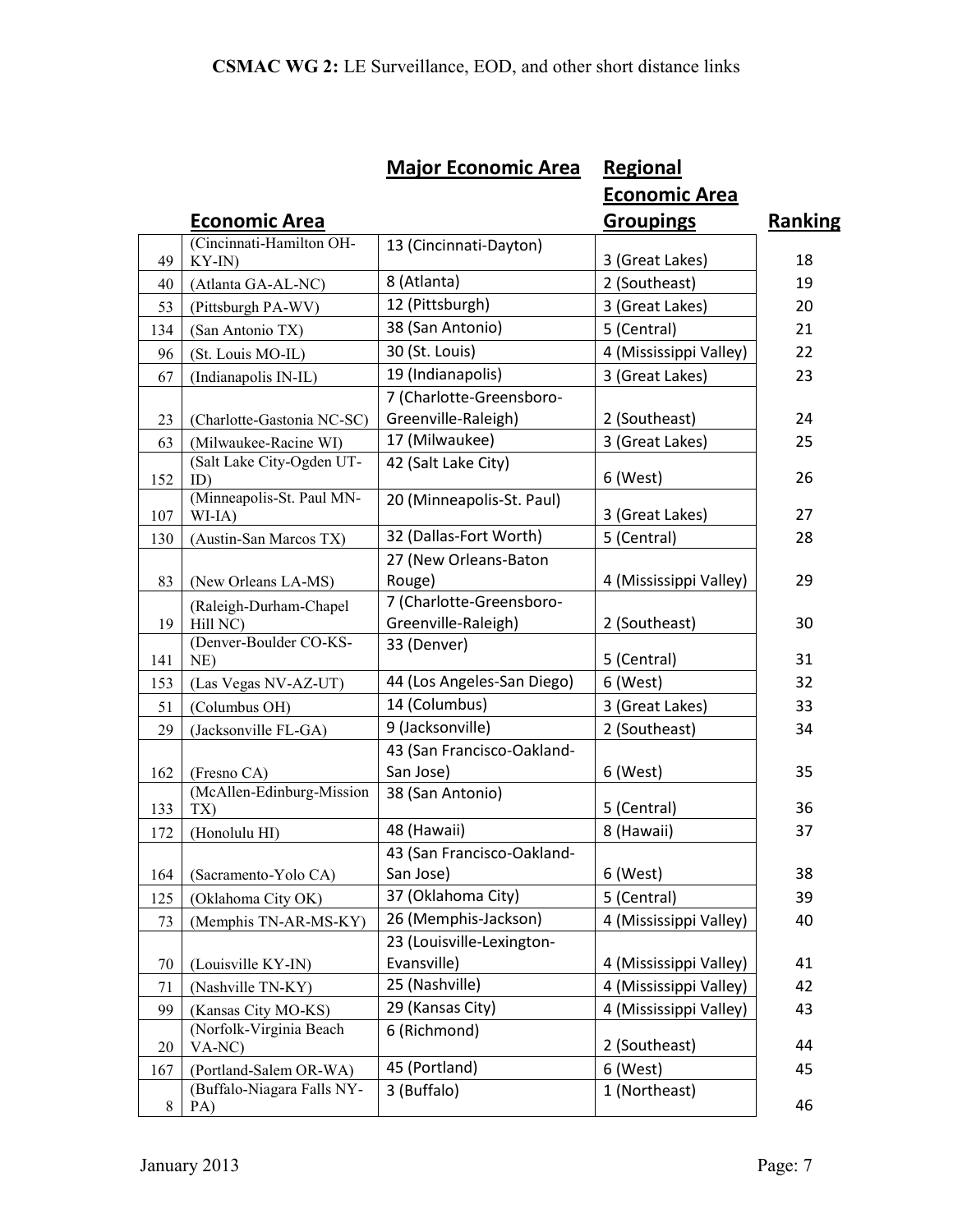| | Economic Area | Major Economic Area | Regional Economic Area Groupings | Ranking |
|---|---|---|---|---|
| 49 | (Cincinnati-Hamilton OH-KY-IN) | 13 (Cincinnati-Dayton) | 3 (Great Lakes) | 18 |
| 40 | (Atlanta GA-AL-NC) | 8 (Atlanta) | 2 (Southeast) | 19 |
| 53 | (Pittsburgh PA-WV) | 12 (Pittsburgh) | 3 (Great Lakes) | 20 |
| 134 | (San Antonio TX) | 38 (San Antonio) | 5 (Central) | 21 |
| 96 | (St. Louis MO-IL) | 30 (St. Louis) | 4 (Mississippi Valley) | 22 |
| 67 | (Indianapolis IN-IL) | 19 (Indianapolis) | 3 (Great Lakes) | 23 |
| 23 | (Charlotte-Gastonia NC-SC) | 7 (Charlotte-Greensboro-Greenville-Raleigh) | 2 (Southeast) | 24 |
| 63 | (Milwaukee-Racine WI) | 17 (Milwaukee) | 3 (Great Lakes) | 25 |
| 152 | (Salt Lake City-Ogden UT-ID) | 42 (Salt Lake City) | 6 (West) | 26 |
| 107 | (Minneapolis-St. Paul MN-WI-IA) | 20 (Minneapolis-St. Paul) | 3 (Great Lakes) | 27 |
| 130 | (Austin-San Marcos TX) | 32 (Dallas-Fort Worth) | 5 (Central) | 28 |
| 83 | (New Orleans LA-MS) | 27 (New Orleans-Baton Rouge) | 4 (Mississippi Valley) | 29 |
| 19 | (Raleigh-Durham-Chapel Hill NC) | 7 (Charlotte-Greensboro-Greenville-Raleigh) | 2 (Southeast) | 30 |
| 141 | (Denver-Boulder CO-KS-NE) | 33 (Denver) | 5 (Central) | 31 |
| 153 | (Las Vegas NV-AZ-UT) | 44 (Los Angeles-San Diego) | 6 (West) | 32 |
| 51 | (Columbus OH) | 14 (Columbus) | 3 (Great Lakes) | 33 |
| 29 | (Jacksonville FL-GA) | 9 (Jacksonville) | 2 (Southeast) | 34 |
| 162 | (Fresno CA) | 43 (San Francisco-Oakland-San Jose) | 6 (West) | 35 |
| 133 | (McAllen-Edinburg-Mission TX) | 38 (San Antonio) | 5 (Central) | 36 |
| 172 | (Honolulu HI) | 48 (Hawaii) | 8 (Hawaii) | 37 |
| 164 | (Sacramento-Yolo CA) | 43 (San Francisco-Oakland-San Jose) | 6 (West) | 38 |
| 125 | (Oklahoma City OK) | 37 (Oklahoma City) | 5 (Central) | 39 |
| 73 | (Memphis TN-AR-MS-KY) | 26 (Memphis-Jackson) | 4 (Mississippi Valley) | 40 |
| 70 | (Louisville KY-IN) | 23 (Louisville-Lexington-Evansville) | 4 (Mississippi Valley) | 41 |
| 71 | (Nashville TN-KY) | 25 (Nashville) | 4 (Mississippi Valley) | 42 |
| 99 | (Kansas City MO-KS) | 29 (Kansas City) | 4 (Mississippi Valley) | 43 |
| 20 | (Norfolk-Virginia Beach VA-NC) | 6 (Richmond) | 2 (Southeast) | 44 |
| 167 | (Portland-Salem OR-WA) | 45 (Portland) | 6 (West) | 45 |
| 8 | (Buffalo-Niagara Falls NY-PA) | 3 (Buffalo) | 1 (Northeast) | 46 |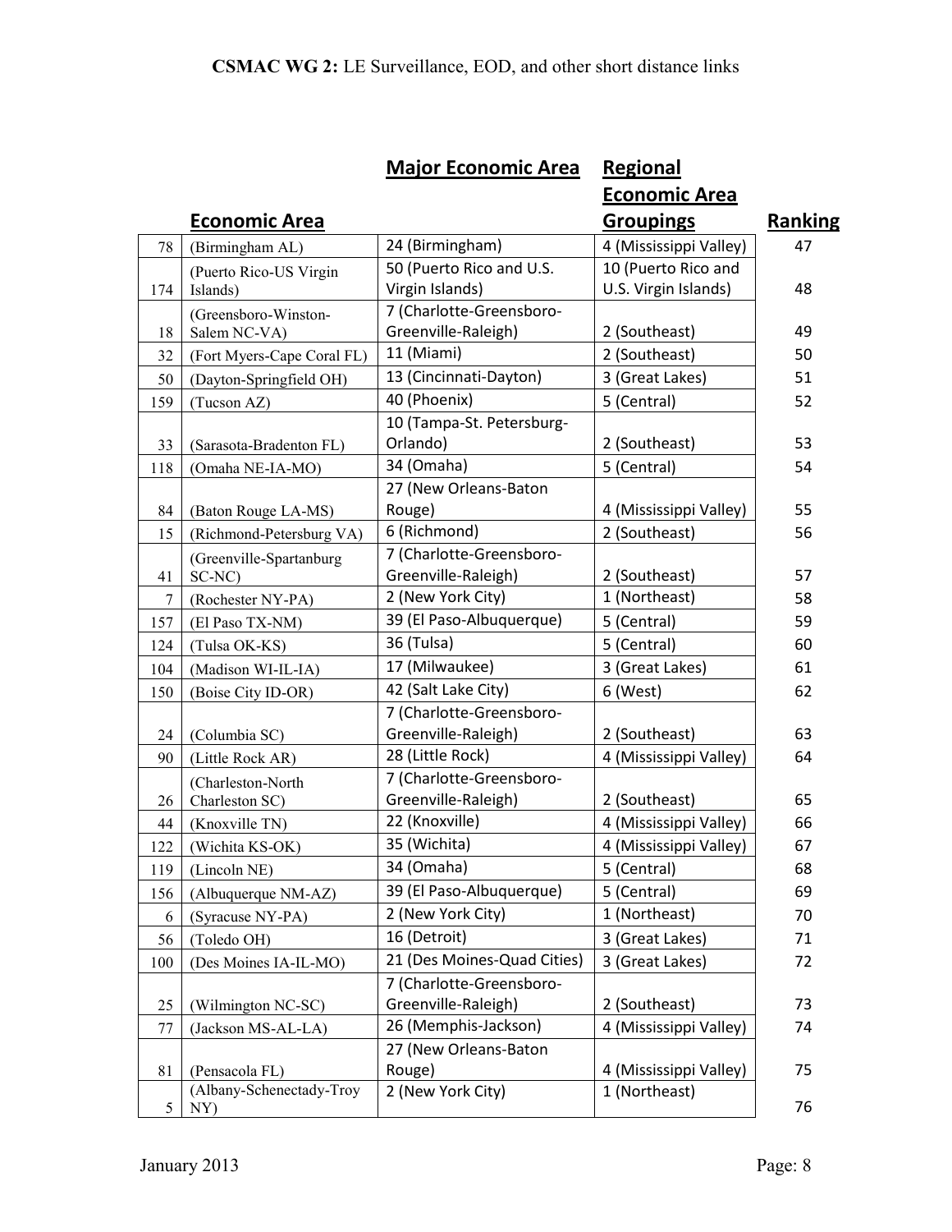| | Economic Area | Major Economic Area | Regional Economic Area Groupings | Ranking |
|---|---|---|---|---|
| 78 | (Birmingham AL) | 24 (Birmingham) | 4 (Mississippi Valley) | 47 |
| 174 | (Puerto Rico-US Virgin Islands) | 50 (Puerto Rico and U.S. Virgin Islands) | 10 (Puerto Rico and U.S. Virgin Islands) | 48 |
| 18 | (Greensboro-Winston-Salem NC-VA) | 7 (Charlotte-Greensboro-Greenville-Raleigh) | 2 (Southeast) | 49 |
| 32 | (Fort Myers-Cape Coral FL) | 11 (Miami) | 2 (Southeast) | 50 |
| 50 | (Dayton-Springfield OH) | 13 (Cincinnati-Dayton) | 3 (Great Lakes) | 51 |
| 159 | (Tucson AZ) | 40 (Phoenix) | 5 (Central) | 52 |
| 33 | (Sarasota-Bradenton FL) | 10 (Tampa-St. Petersburg-Orlando) | 2 (Southeast) | 53 |
| 118 | (Omaha NE-IA-MO) | 34 (Omaha) | 5 (Central) | 54 |
| 84 | (Baton Rouge LA-MS) | 27 (New Orleans-Baton Rouge) | 4 (Mississippi Valley) | 55 |
| 15 | (Richmond-Petersburg VA) | 6 (Richmond) | 2 (Southeast) | 56 |
| 41 | (Greenville-Spartanburg SC-NC) | 7 (Charlotte-Greensboro-Greenville-Raleigh) | 2 (Southeast) | 57 |
| 7 | (Rochester NY-PA) | 2 (New York City) | 1 (Northeast) | 58 |
| 157 | (El Paso TX-NM) | 39 (El Paso-Albuquerque) | 5 (Central) | 59 |
| 124 | (Tulsa OK-KS) | 36 (Tulsa) | 5 (Central) | 60 |
| 104 | (Madison WI-IL-IA) | 17 (Milwaukee) | 3 (Great Lakes) | 61 |
| 150 | (Boise City ID-OR) | 42 (Salt Lake City) | 6 (West) | 62 |
| 24 | (Columbia SC) | 7 (Charlotte-Greensboro-Greenville-Raleigh) | 2 (Southeast) | 63 |
| 90 | (Little Rock AR) | 28 (Little Rock) | 4 (Mississippi Valley) | 64 |
| 26 | (Charleston-North Charleston SC) | 7 (Charlotte-Greensboro-Greenville-Raleigh) | 2 (Southeast) | 65 |
| 44 | (Knoxville TN) | 22 (Knoxville) | 4 (Mississippi Valley) | 66 |
| 122 | (Wichita KS-OK) | 35 (Wichita) | 4 (Mississippi Valley) | 67 |
| 119 | (Lincoln NE) | 34 (Omaha) | 5 (Central) | 68 |
| 156 | (Albuquerque NM-AZ) | 39 (El Paso-Albuquerque) | 5 (Central) | 69 |
| 6 | (Syracuse NY-PA) | 2 (New York City) | 1 (Northeast) | 70 |
| 56 | (Toledo OH) | 16 (Detroit) | 3 (Great Lakes) | 71 |
| 100 | (Des Moines IA-IL-MO) | 21 (Des Moines-Quad Cities) | 3 (Great Lakes) | 72 |
| 25 | (Wilmington NC-SC) | 7 (Charlotte-Greensboro-Greenville-Raleigh) | 2 (Southeast) | 73 |
| 77 | (Jackson MS-AL-LA) | 26 (Memphis-Jackson) | 4 (Mississippi Valley) | 74 |
| 81 | (Pensacola FL) | 27 (New Orleans-Baton Rouge) | 4 (Mississippi Valley) | 75 |
| 5 | (Albany-Schenectady-Troy NY) | 2 (New York City) | 1 (Northeast) | 76 |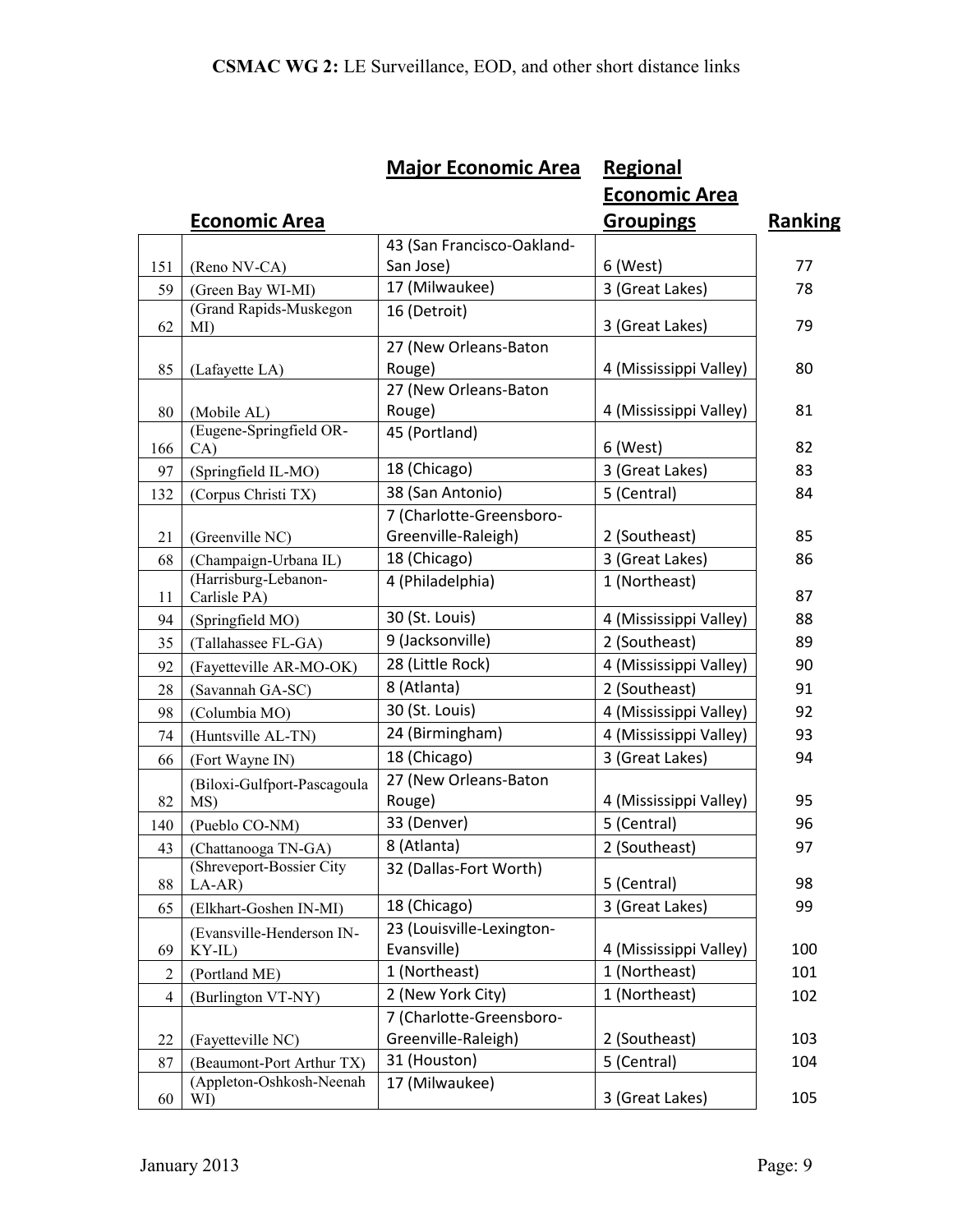| | Economic Area | Major Economic Area | Regional Economic Area Groupings | Ranking |
|---|---|---|---|---|
| 151 | (Reno NV-CA) | 43 (San Francisco-Oakland-San Jose) | 6 (West) | 77 |
| 59 | (Green Bay WI-MI) | 17 (Milwaukee) | 3 (Great Lakes) | 78 |
| 62 | (Grand Rapids-Muskegon MI) | 16 (Detroit) | 3 (Great Lakes) | 79 |
| 85 | (Lafayette LA) | 27 (New Orleans-Baton Rouge) | 4 (Mississippi Valley) | 80 |
| 80 | (Mobile AL) | 27 (New Orleans-Baton Rouge) | 4 (Mississippi Valley) | 81 |
| 166 | (Eugene-Springfield OR-CA) | 45 (Portland) | 6 (West) | 82 |
| 97 | (Springfield IL-MO) | 18 (Chicago) | 3 (Great Lakes) | 83 |
| 132 | (Corpus Christi TX) | 38 (San Antonio) | 5 (Central) | 84 |
| 21 | (Greenville NC) | 7 (Charlotte-Greensboro-Greenville-Raleigh) | 2 (Southeast) | 85 |
| 68 | (Champaign-Urbana IL) | 18 (Chicago) | 3 (Great Lakes) | 86 |
| 11 | (Harrisburg-Lebanon-Carlisle PA) | 4 (Philadelphia) | 1 (Northeast) | 87 |
| 94 | (Springfield MO) | 30 (St. Louis) | 4 (Mississippi Valley) | 88 |
| 35 | (Tallahassee FL-GA) | 9 (Jacksonville) | 2 (Southeast) | 89 |
| 92 | (Fayetteville AR-MO-OK) | 28 (Little Rock) | 4 (Mississippi Valley) | 90 |
| 28 | (Savannah GA-SC) | 8 (Atlanta) | 2 (Southeast) | 91 |
| 98 | (Columbia MO) | 30 (St. Louis) | 4 (Mississippi Valley) | 92 |
| 74 | (Huntsville AL-TN) | 24 (Birmingham) | 4 (Mississippi Valley) | 93 |
| 66 | (Fort Wayne IN) | 18 (Chicago) | 3 (Great Lakes) | 94 |
| 82 | (Biloxi-Gulfport-Pascagoula MS) | 27 (New Orleans-Baton Rouge) | 4 (Mississippi Valley) | 95 |
| 140 | (Pueblo CO-NM) | 33 (Denver) | 5 (Central) | 96 |
| 43 | (Chattanooga TN-GA) | 8 (Atlanta) | 2 (Southeast) | 97 |
| 88 | (Shreveport-Bossier City LA-AR) | 32 (Dallas-Fort Worth) | 5 (Central) | 98 |
| 65 | (Elkhart-Goshen IN-MI) | 18 (Chicago) | 3 (Great Lakes) | 99 |
| 69 | (Evansville-Henderson IN-KY-IL) | 23 (Louisville-Lexington-Evansville) | 4 (Mississippi Valley) | 100 |
| 2 | (Portland ME) | 1 (Northeast) | 1 (Northeast) | 101 |
| 4 | (Burlington VT-NY) | 2 (New York City) | 1 (Northeast) | 102 |
| 22 | (Fayetteville NC) | 7 (Charlotte-Greensboro-Greenville-Raleigh) | 2 (Southeast) | 103 |
| 87 | (Beaumont-Port Arthur TX) | 31 (Houston) | 5 (Central) | 104 |
| 60 | (Appleton-Oshkosh-Neenah WI) | 17 (Milwaukee) | 3 (Great Lakes) | 105 |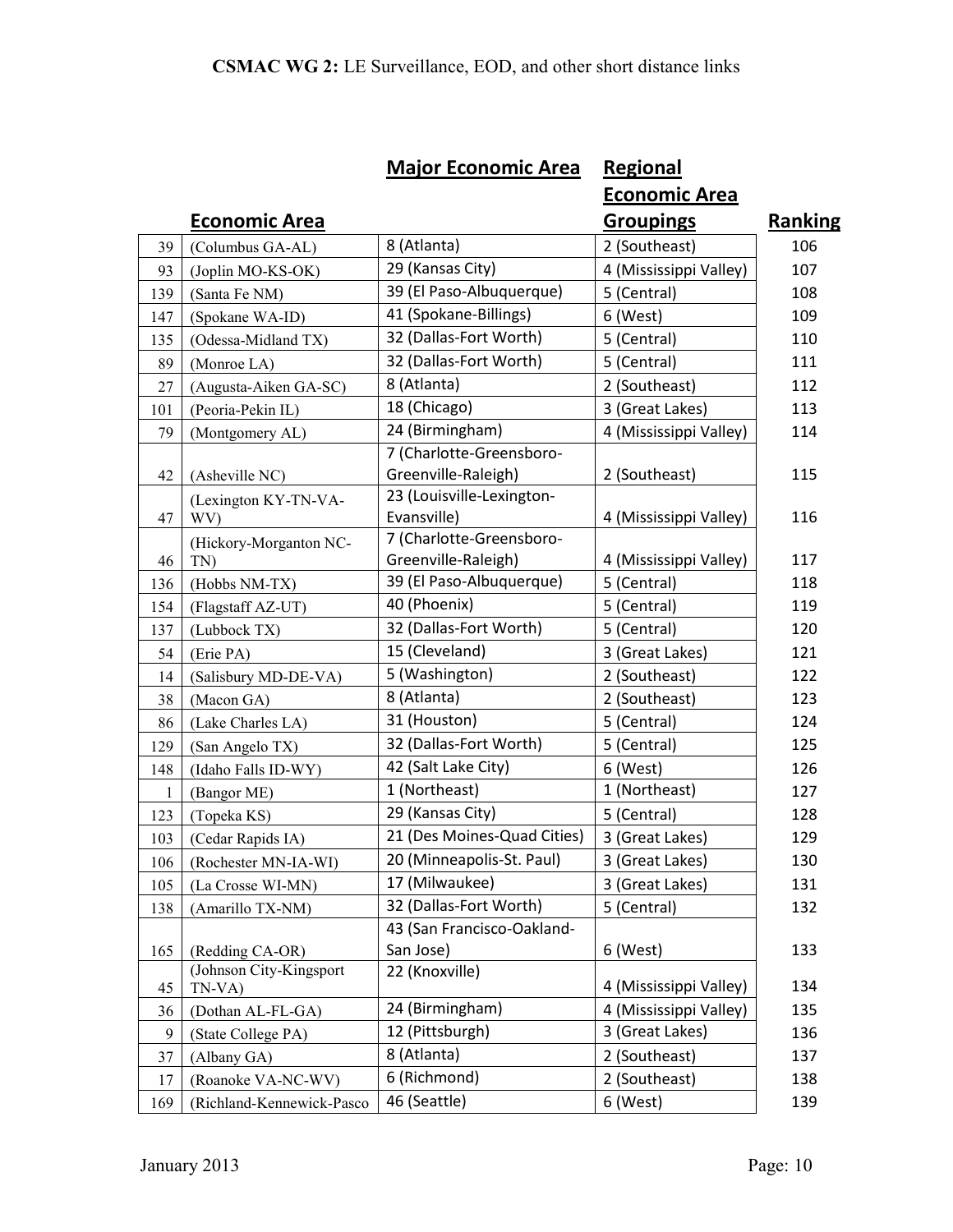| | Economic Area | Major Economic Area | Regional Economic Area Groupings | Ranking |
|---|---|---|---|---|
| 39 | (Columbus GA-AL) | 8 (Atlanta) | 2 (Southeast) | 106 |
| 93 | (Joplin MO-KS-OK) | 29 (Kansas City) | 4 (Mississippi Valley) | 107 |
| 139 | (Santa Fe NM) | 39 (El Paso-Albuquerque) | 5 (Central) | 108 |
| 147 | (Spokane WA-ID) | 41 (Spokane-Billings) | 6 (West) | 109 |
| 135 | (Odessa-Midland TX) | 32 (Dallas-Fort Worth) | 5 (Central) | 110 |
| 89 | (Monroe LA) | 32 (Dallas-Fort Worth) | 5 (Central) | 111 |
| 27 | (Augusta-Aiken GA-SC) | 8 (Atlanta) | 2 (Southeast) | 112 |
| 101 | (Peoria-Pekin IL) | 18 (Chicago) | 3 (Great Lakes) | 113 |
| 79 | (Montgomery AL) | 24 (Birmingham) | 4 (Mississippi Valley) | 114 |
| 42 | (Asheville NC) | 7 (Charlotte-Greensboro-Greenville-Raleigh) | 2 (Southeast) | 115 |
| 47 | (Lexington KY-TN-VA-WV) | 23 (Louisville-Lexington-Evansville) | 4 (Mississippi Valley) | 116 |
| 46 | (Hickory-Morganton NC-TN) | 7 (Charlotte-Greensboro-Greenville-Raleigh) | 4 (Mississippi Valley) | 117 |
| 136 | (Hobbs NM-TX) | 39 (El Paso-Albuquerque) | 5 (Central) | 118 |
| 154 | (Flagstaff AZ-UT) | 40 (Phoenix) | 5 (Central) | 119 |
| 137 | (Lubbock TX) | 32 (Dallas-Fort Worth) | 5 (Central) | 120 |
| 54 | (Erie PA) | 15 (Cleveland) | 3 (Great Lakes) | 121 |
| 14 | (Salisbury MD-DE-VA) | 5 (Washington) | 2 (Southeast) | 122 |
| 38 | (Macon GA) | 8 (Atlanta) | 2 (Southeast) | 123 |
| 86 | (Lake Charles LA) | 31 (Houston) | 5 (Central) | 124 |
| 129 | (San Angelo TX) | 32 (Dallas-Fort Worth) | 5 (Central) | 125 |
| 148 | (Idaho Falls ID-WY) | 42 (Salt Lake City) | 6 (West) | 126 |
| 1 | (Bangor ME) | 1 (Northeast) | 1 (Northeast) | 127 |
| 123 | (Topeka KS) | 29 (Kansas City) | 5 (Central) | 128 |
| 103 | (Cedar Rapids IA) | 21 (Des Moines-Quad Cities) | 3 (Great Lakes) | 129 |
| 106 | (Rochester MN-IA-WI) | 20 (Minneapolis-St. Paul) | 3 (Great Lakes) | 130 |
| 105 | (La Crosse WI-MN) | 17 (Milwaukee) | 3 (Great Lakes) | 131 |
| 138 | (Amarillo TX-NM) | 32 (Dallas-Fort Worth) | 5 (Central) | 132 |
| 165 | (Redding CA-OR) | 43 (San Francisco-Oakland-San Jose) | 6 (West) | 133 |
| 45 | (Johnson City-Kingsport TN-VA) | 22 (Knoxville) | 4 (Mississippi Valley) | 134 |
| 36 | (Dothan AL-FL-GA) | 24 (Birmingham) | 4 (Mississippi Valley) | 135 |
| 9 | (State College PA) | 12 (Pittsburgh) | 3 (Great Lakes) | 136 |
| 37 | (Albany GA) | 8 (Atlanta) | 2 (Southeast) | 137 |
| 17 | (Roanoke VA-NC-WV) | 6 (Richmond) | 2 (Southeast) | 138 |
| 169 | (Richland-Kennewick-Pasco | 46 (Seattle) | 6 (West) | 139 |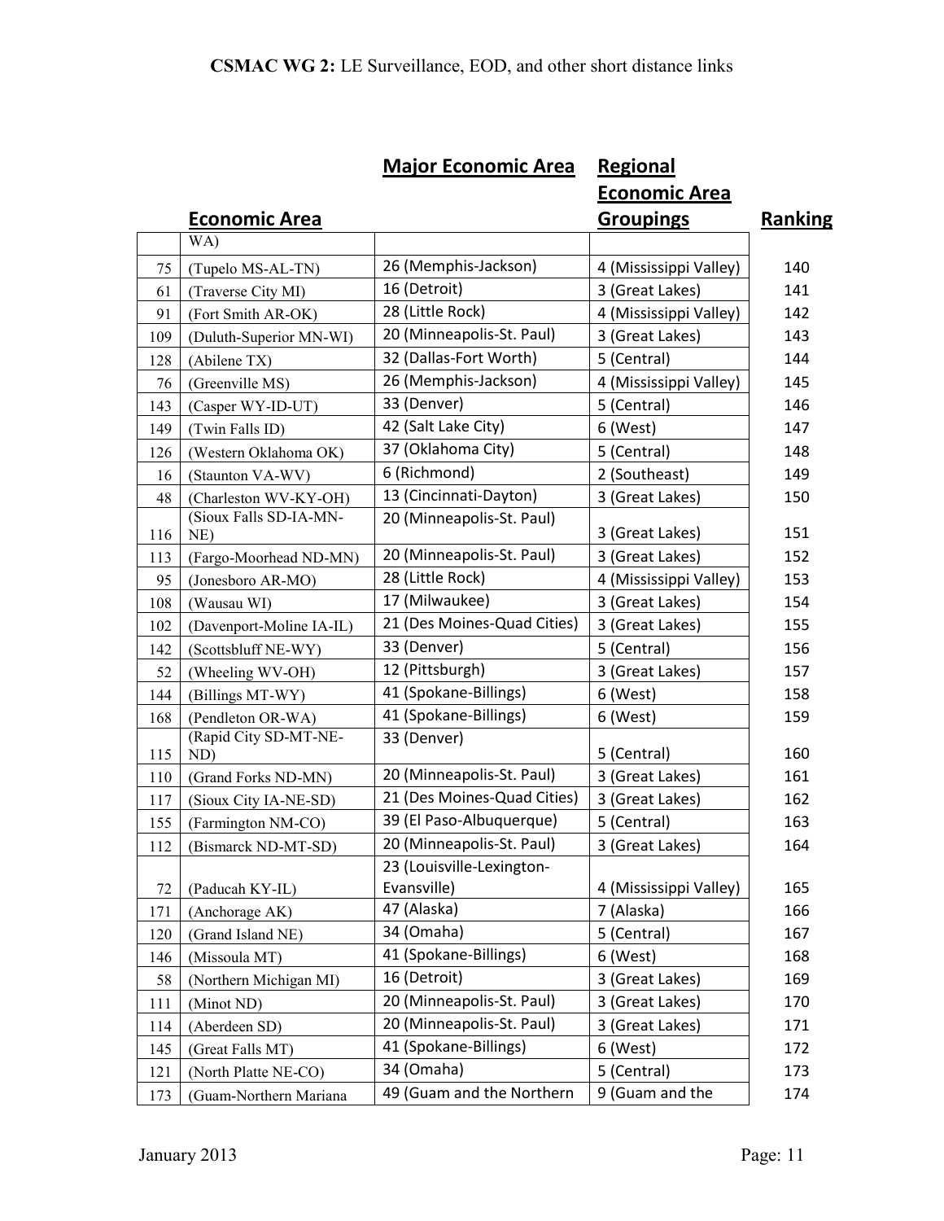| | Economic Area | Major Economic Area | Regional Economic Area Groupings | Ranking |
|---|---|---|---|---|
| | WA) | | | |
| 75 | (Tupelo MS-AL-TN) | 26 (Memphis-Jackson) | 4 (Mississippi Valley) | 140 |
| 61 | (Traverse City MI) | 16 (Detroit) | 3 (Great Lakes) | 141 |
| 91 | (Fort Smith AR-OK) | 28 (Little Rock) | 4 (Mississippi Valley) | 142 |
| 109 | (Duluth-Superior MN-WI) | 20 (Minneapolis-St. Paul) | 3 (Great Lakes) | 143 |
| 128 | (Abilene TX) | 32 (Dallas-Fort Worth) | 5 (Central) | 144 |
| 76 | (Greenville MS) | 26 (Memphis-Jackson) | 4 (Mississippi Valley) | 145 |
| 143 | (Casper WY-ID-UT) | 33 (Denver) | 5 (Central) | 146 |
| 149 | (Twin Falls ID) | 42 (Salt Lake City) | 6 (West) | 147 |
| 126 | (Western Oklahoma OK) | 37 (Oklahoma City) | 5 (Central) | 148 |
| 16 | (Staunton VA-WV) | 6 (Richmond) | 2 (Southeast) | 149 |
| 48 | (Charleston WV-KY-OH) | 13 (Cincinnati-Dayton) | 3 (Great Lakes) | 150 |
| 116 | (Sioux Falls SD-IA-MN-NE) | 20 (Minneapolis-St. Paul) | 3 (Great Lakes) | 151 |
| 113 | (Fargo-Moorhead ND-MN) | 20 (Minneapolis-St. Paul) | 3 (Great Lakes) | 152 |
| 95 | (Jonesboro AR-MO) | 28 (Little Rock) | 4 (Mississippi Valley) | 153 |
| 108 | (Wausau WI) | 17 (Milwaukee) | 3 (Great Lakes) | 154 |
| 102 | (Davenport-Moline IA-IL) | 21 (Des Moines-Quad Cities) | 3 (Great Lakes) | 155 |
| 142 | (Scottsbluff NE-WY) | 33 (Denver) | 5 (Central) | 156 |
| 52 | (Wheeling WV-OH) | 12 (Pittsburgh) | 3 (Great Lakes) | 157 |
| 144 | (Billings MT-WY) | 41 (Spokane-Billings) | 6 (West) | 158 |
| 168 | (Pendleton OR-WA) | 41 (Spokane-Billings) | 6 (West) | 159 |
| 115 | (Rapid City SD-MT-NE-ND) | 33 (Denver) | 5 (Central) | 160 |
| 110 | (Grand Forks ND-MN) | 20 (Minneapolis-St. Paul) | 3 (Great Lakes) | 161 |
| 117 | (Sioux City IA-NE-SD) | 21 (Des Moines-Quad Cities) | 3 (Great Lakes) | 162 |
| 155 | (Farmington NM-CO) | 39 (El Paso-Albuquerque) | 5 (Central) | 163 |
| 112 | (Bismarck ND-MT-SD) | 20 (Minneapolis-St. Paul) | 3 (Great Lakes) | 164 |
| 72 | (Paducah KY-IL) | 23 (Louisville-Lexington-Evansville) | 4 (Mississippi Valley) | 165 |
| 171 | (Anchorage AK) | 47 (Alaska) | 7 (Alaska) | 166 |
| 120 | (Grand Island NE) | 34 (Omaha) | 5 (Central) | 167 |
| 146 | (Missoula MT) | 41 (Spokane-Billings) | 6 (West) | 168 |
| 58 | (Northern Michigan MI) | 16 (Detroit) | 3 (Great Lakes) | 169 |
| 111 | (Minot ND) | 20 (Minneapolis-St. Paul) | 3 (Great Lakes) | 170 |
| 114 | (Aberdeen SD) | 20 (Minneapolis-St. Paul) | 3 (Great Lakes) | 171 |
| 145 | (Great Falls MT) | 41 (Spokane-Billings) | 6 (West) | 172 |
| 121 | (North Platte NE-CO) | 34 (Omaha) | 5 (Central) | 173 |
| 173 | (Guam-Northern Mariana | 49 (Guam and the Northern | 9 (Guam and the | 174 |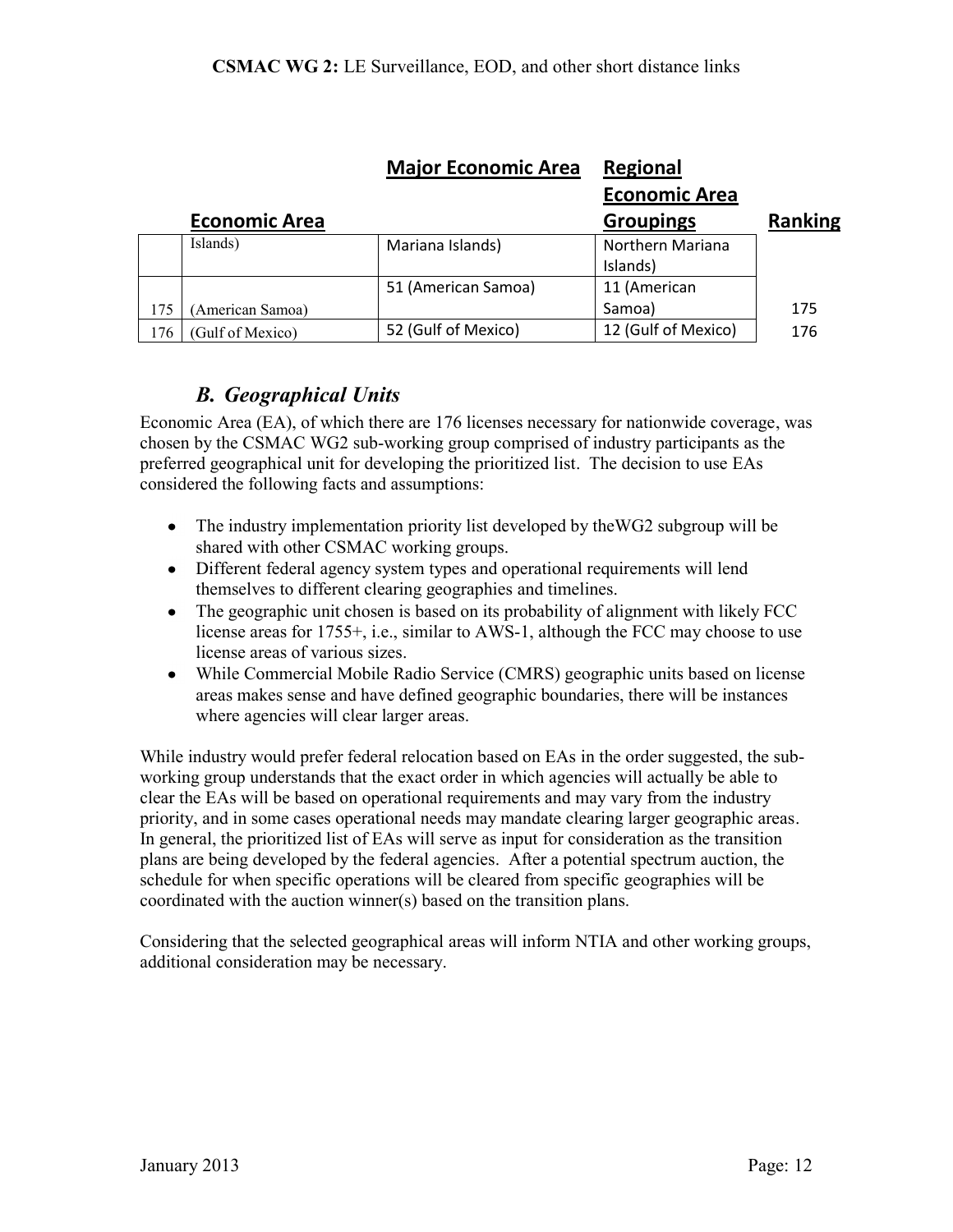| | Economic Area | Major Economic Area | Regional Economic Area Groupings | Ranking |
|---|---|---|---|---|
| | Islands) | Mariana Islands) | Northern Mariana Islands) | |
| 175 | (American Samoa) | 51 (American Samoa) | 11 (American Samoa) | 175 |
| 176 | (Gulf of Mexico) | 52 (Gulf of Mexico) | 12 (Gulf of Mexico) | 176 |

### *B. Geographical Units*

Economic Area (EA), of which there are 176 licenses necessary for nationwide coverage, was chosen by the CSMAC WG2 sub-working group comprised of industry participants as the preferred geographical unit for developing the prioritized list. The decision to use EAs considered the following facts and assumptions:

- The industry implementation priority list developed by theWG2 subgroup will be shared with other CSMAC working groups.
- Different federal agency system types and operational requirements will lend themselves to different clearing geographies and timelines.
- The geographic unit chosen is based on its probability of alignment with likely FCC license areas for 1755+, i.e., similar to AWS-1, although the FCC may choose to use license areas of various sizes.
- While Commercial Mobile Radio Service (CMRS) geographic units based on license areas makes sense and have defined geographic boundaries, there will be instances where agencies will clear larger areas.

While industry would prefer federal relocation based on EAs in the order suggested, the sub-working group understands that the exact order in which agencies will actually be able to clear the EAs will be based on operational requirements and may vary from the industry priority, and in some cases operational needs may mandate clearing larger geographic areas. In general, the prioritized list of EAs will serve as input for consideration as the transition plans are being developed by the federal agencies. After a potential spectrum auction, the schedule for when specific operations will be cleared from specific geographies will be coordinated with the auction winner(s) based on the transition plans.

Considering that the selected geographical areas will inform NTIA and other working groups, additional consideration may be necessary.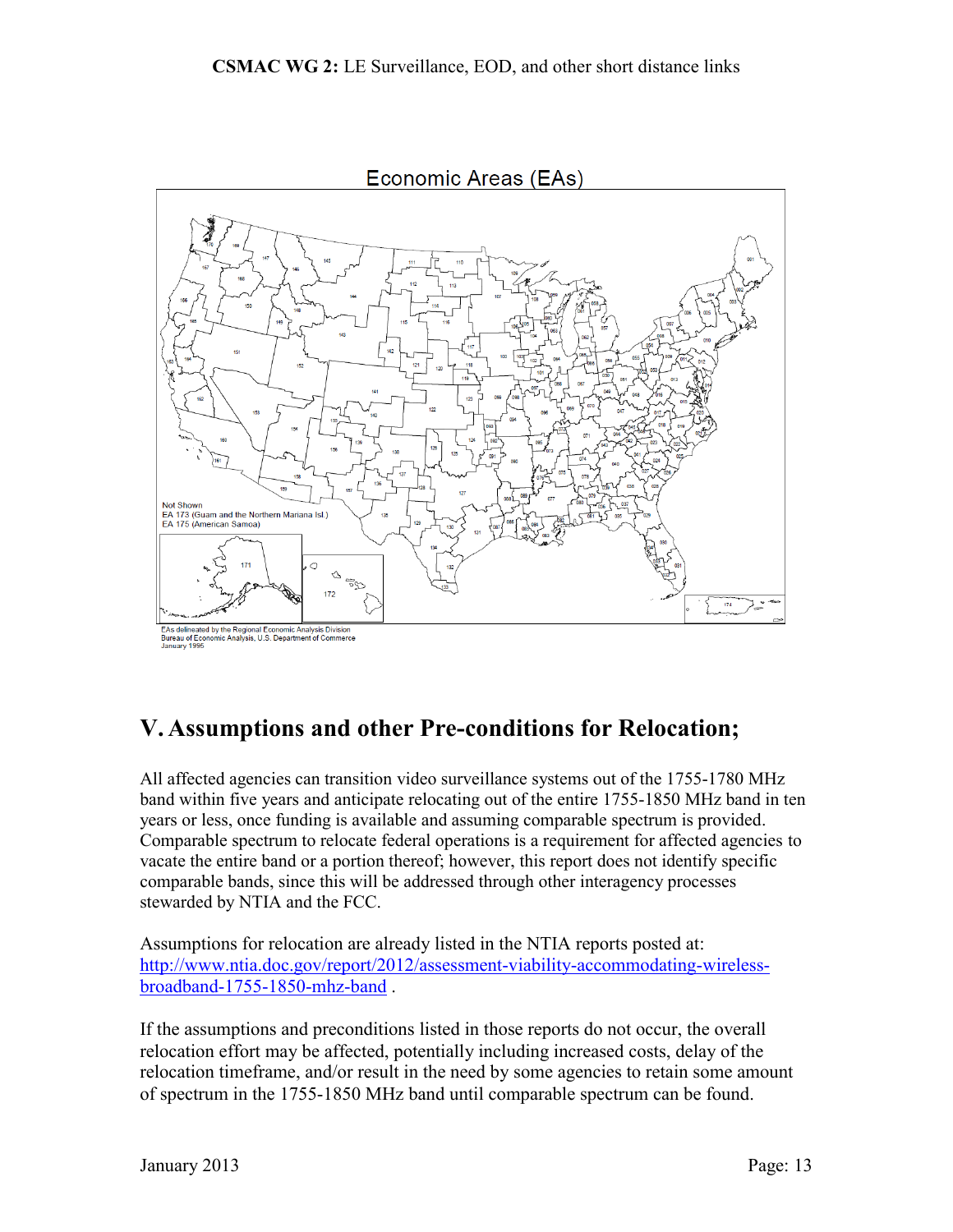Economic Areas (EAs)

Not Shown
EA 173 (Guam and the Northern Mariana Isl.)
EA 175 (American Samoa)

EAs delineated by the Regional Economic Analysis Division
Bureau of Economic Analysis, U.S. Department of Commerce
January 1995

# V. Assumptions and other Pre-conditions for Relocation;

All affected agencies can transition video surveillance systems out of the 1755-1780 MHz band within five years and anticipate relocating out of the entire 1755-1850 MHz band in ten years or less, once funding is available and assuming comparable spectrum is provided. Comparable spectrum to relocate federal operations is a requirement for affected agencies to vacate the entire band or a portion thereof; however, this report does not identify specific comparable bands, since this will be addressed through other interagency processes stewarded by NTIA and the FCC.

Assumptions for relocation are already listed in the NTIA reports posted at: [http://www.ntia.doc.gov/report/2012/assessment-viability-accommodating-wireless-broadband-1755-1850-mhz-band](http://www.ntia.doc.gov/report/2012/assessment-viability-accommodating-wireless-broadband-1755-1850-mhz-band) .

If the assumptions and preconditions listed in those reports do not occur, the overall relocation effort may be affected, potentially including increased costs, delay of the relocation timeframe, and/or result in the need by some agencies to retain some amount of spectrum in the 1755-1850 MHz band until comparable spectrum can be found.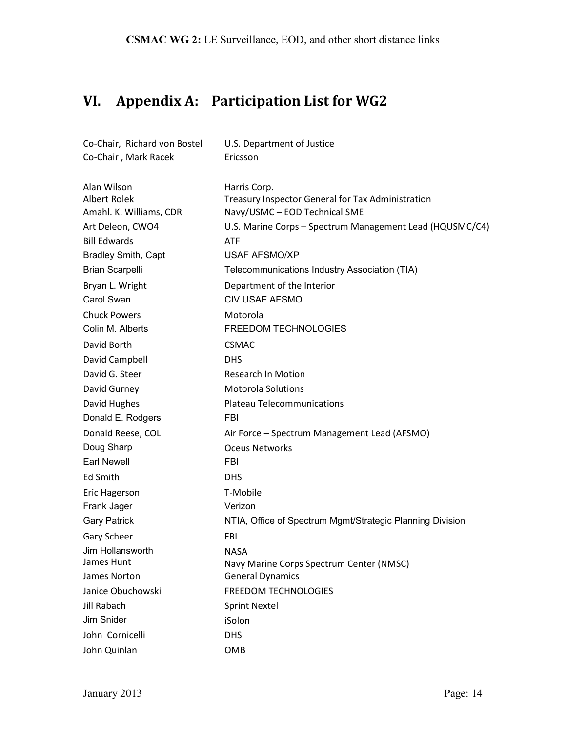## VI. Appendix A: Participation List for WG2

| | |
|---|---|
| Co-Chair, Richard von Bostel | U.S. Department of Justice |
| Co-Chair , Mark Racek | Ericsson |
| | |
| Alan Wilson | Harris Corp. |
| Albert Rolek | Treasury Inspector General for Tax Administration |
| Amahl. K. Williams, CDR | Navy/USMC – EOD Technical SME |
| Art Deleon, CWO4 | U.S. Marine Corps – Spectrum Management Lead (HQUSMC/C4) |
| Bill Edwards | ATF |
| Bradley Smith, Capt | USAF AFSMO/XP |
| Brian Scarpelli | Telecommunications Industry Association (TIA) |
| Bryan L. Wright | Department of the Interior |
| Carol Swan | CIV USAF AFSMO |
| Chuck Powers | Motorola |
| Colin M. Alberts | FREEDOM TECHNOLOGIES |
| David Borth | CSMAC |
| David Campbell | DHS |
| David G. Steer | Research In Motion |
| David Gurney | Motorola Solutions |
| David Hughes | Plateau Telecommunications |
| Donald E. Rodgers | FBI |
| Donald Reese, COL | Air Force – Spectrum Management Lead (AFSMO) |
| Doug Sharp | Oceus Networks |
| Earl Newell | FBI |
| Ed Smith | DHS |
| Eric Hagerson | T-Mobile |
| Frank Jager | Verizon |
| Gary Patrick | NTIA, Office of Spectrum Mgmt/Strategic Planning Division |
| Gary Scheer | FBI |
| Jim Hollansworth | NASA |
| James Hunt | Navy Marine Corps Spectrum Center (NMSC) |
| James Norton | General Dynamics |
| Janice Obuchowski | FREEDOM TECHNOLOGIES |
| Jill Rabach | Sprint Nextel |
| Jim Snider | iSolon |
| John Cornicelli | DHS |
| John Quinlan | OMB |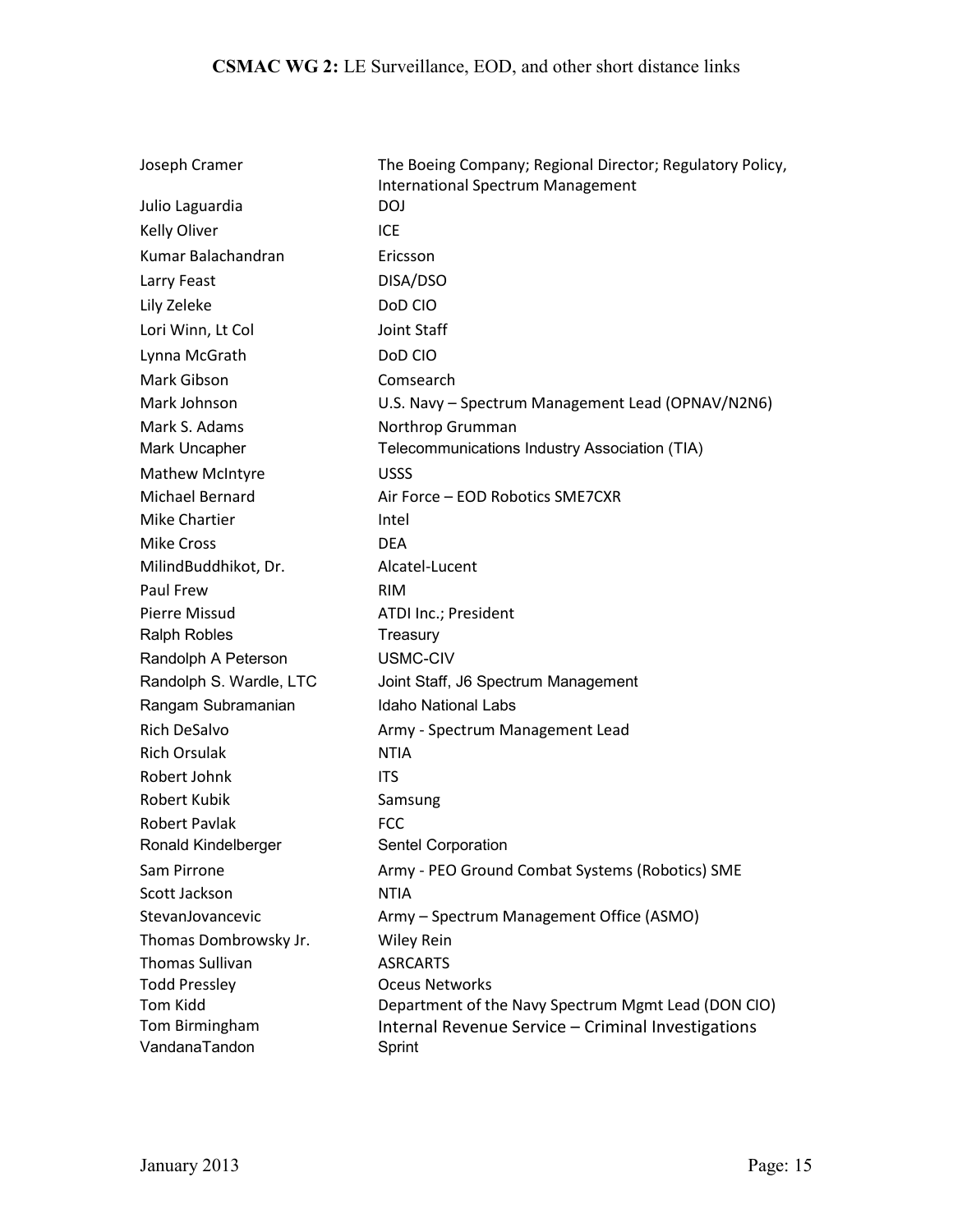| | |
|---|---|
| Joseph Cramer | The Boeing Company; Regional Director; Regulatory Policy, International Spectrum Management |
| Julio Laguardia | DOJ |
| Kelly Oliver | ICE |
| Kumar Balachandran | Ericsson |
| Larry Feast | DISA/DSO |
| Lily Zeleke | DoD CIO |
| Lori Winn, Lt Col | Joint Staff |
| Lynna McGrath | DoD CIO |
| Mark Gibson | Comsearch |
| Mark Johnson | U.S. Navy – Spectrum Management Lead (OPNAV/N2N6) |
| Mark S. Adams | Northrop Grumman |
| Mark Uncapher | Telecommunications Industry Association (TIA) |
| Mathew McIntyre | USSS |
| Michael Bernard | Air Force – EOD Robotics SME7CXR |
| Mike Chartier | Intel |
| Mike Cross | DEA |
| MilindBuddhikot, Dr. | Alcatel-Lucent |
| Paul Frew | RIM |
| Pierre Missud | ATDI Inc.; President |
| Ralph Robles | Treasury |
| Randolph A Peterson | USMC-CIV |
| Randolph S. Wardle, LTC | Joint Staff, J6 Spectrum Management |
| Rangam Subramanian | Idaho National Labs |
| Rich DeSalvo | Army - Spectrum Management Lead |
| Rich Orsulak | NTIA |
| Robert Johnk | ITS |
| Robert Kubik | Samsung |
| Robert Pavlak | FCC |
| Ronald Kindelberger | Sentel Corporation |
| Sam Pirrone | Army - PEO Ground Combat Systems (Robotics) SME |
| Scott Jackson | NTIA |
| StevanJovancevic | Army – Spectrum Management Office (ASMO) |
| Thomas Dombrowsky Jr. | Wiley Rein |
| Thomas Sullivan | ASRCARTS |
| Todd Pressley | Oceus Networks |
| Tom Kidd | Department of the Navy Spectrum Mgmt Lead (DON CIO) |
| Tom Birmingham | Internal Revenue Service – Criminal Investigations |
| VandanaTandon | Sprint |